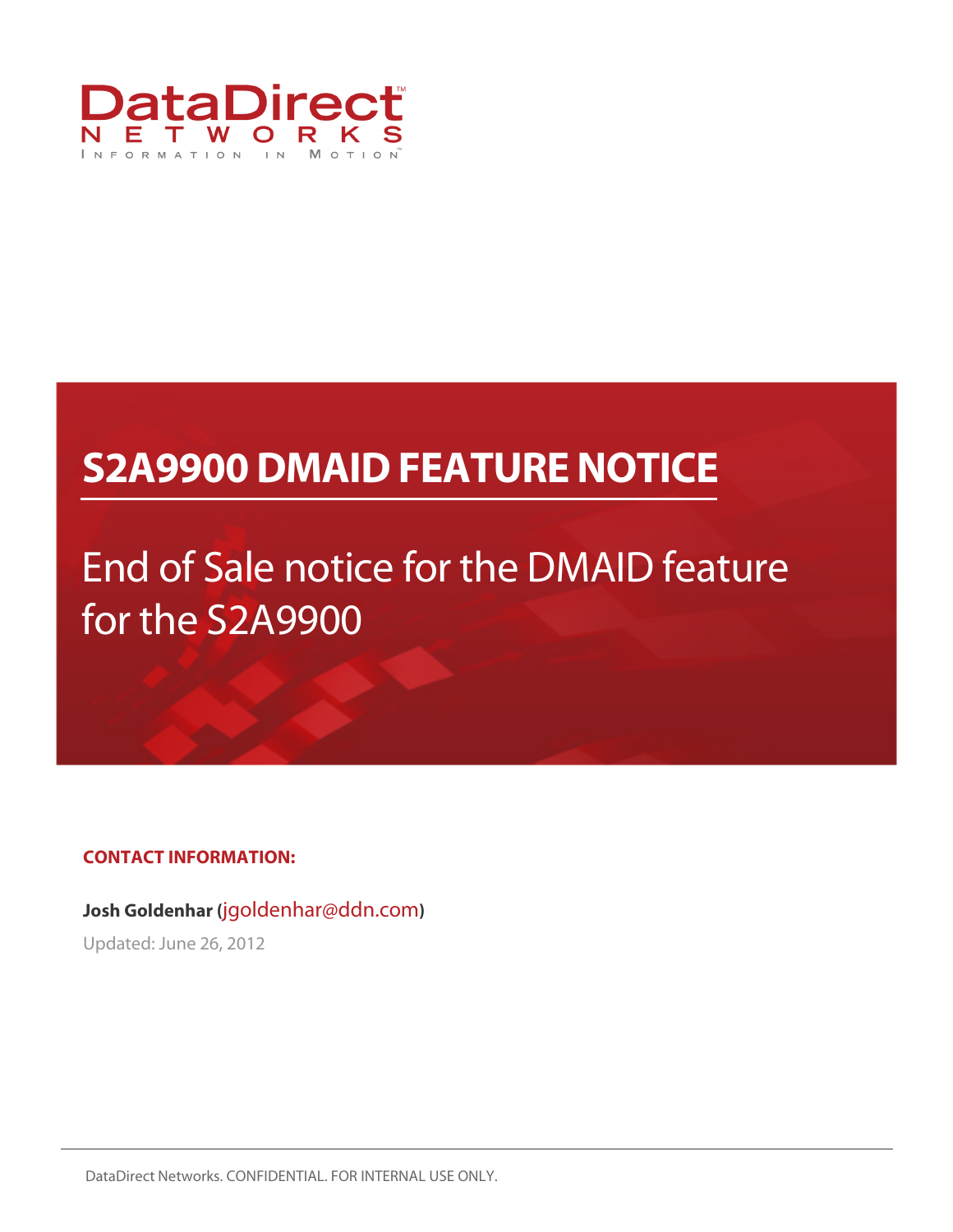DataDirect™

NETWORKS

INFORMATION IN MOTION™

# S2A9900 DMAID FEATURE NOTICE

## End of Sale notice for the DMAID feature for the S2A9900

**CONTACT INFORMATION:**

**Josh Goldenhar (jgoldenhar@ddn.com)**

Updated: June 26, 2012

DataDirect Networks. CONFIDENTIAL. FOR INTERNAL USE ONLY.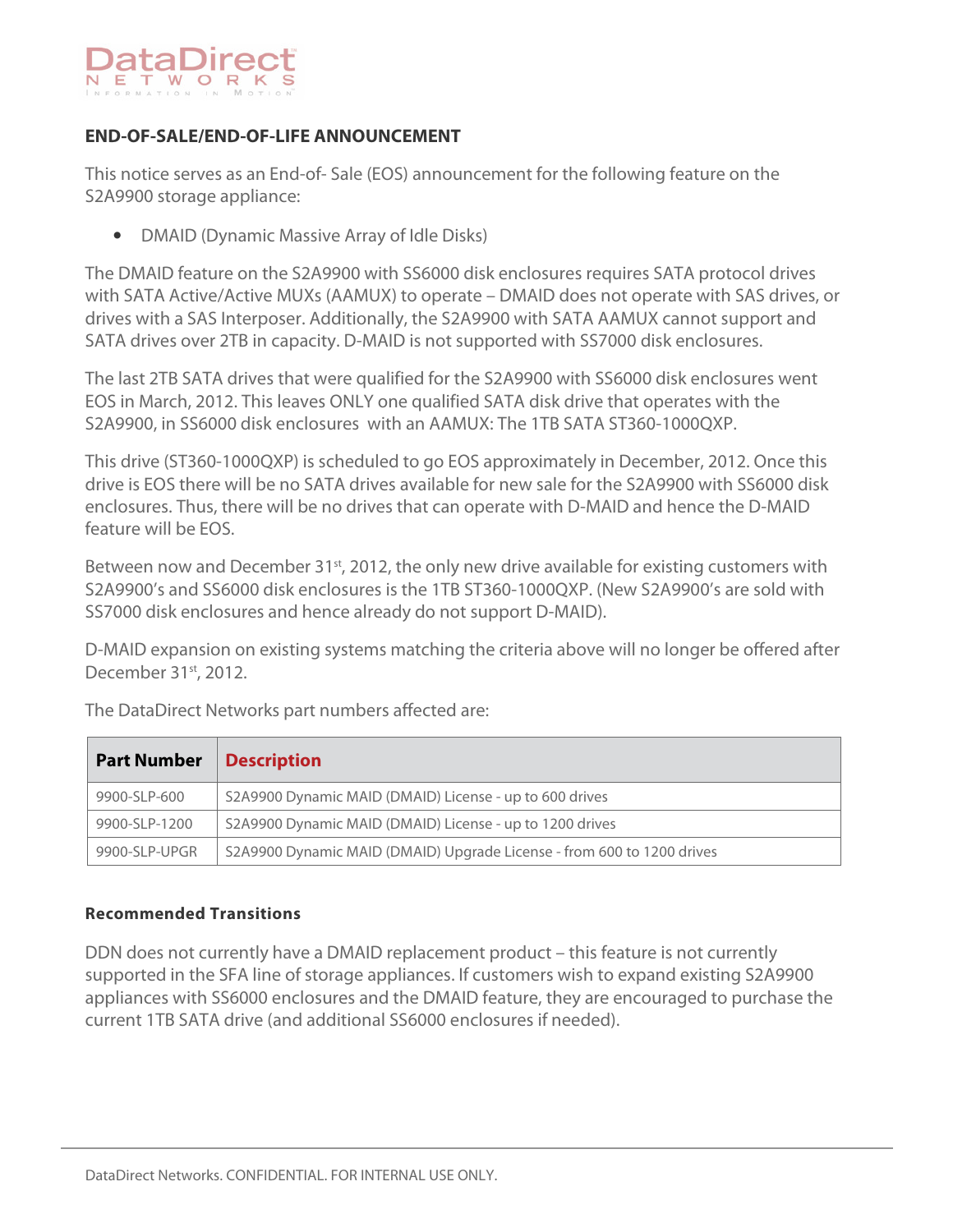## END-OF-SALE/END-OF-LIFE ANNOUNCEMENT

This notice serves as an End-of- Sale (EOS) announcement for the following feature on the S2A9900 storage appliance:

- DMAID (Dynamic Massive Array of Idle Disks)

The DMAID feature on the S2A9900 with SS6000 disk enclosures requires SATA protocol drives with SATA Active/Active MUXs (AAMUX) to operate – DMAID does not operate with SAS drives, or drives with a SAS Interposer. Additionally, the S2A9900 with SATA AAMUX cannot support and SATA drives over 2TB in capacity. D-MAID is not supported with SS7000 disk enclosures.

The last 2TB SATA drives that were qualified for the S2A9900 with SS6000 disk enclosures went EOS in March, 2012. This leaves ONLY one qualified SATA disk drive that operates with the S2A9900, in SS6000 disk enclosures with an AAMUX: The 1TB SATA ST360-1000QXP.

This drive (ST360-1000QXP) is scheduled to go EOS approximately in December, 2012. Once this drive is EOS there will be no SATA drives available for new sale for the S2A9900 with SS6000 disk enclosures. Thus, there will be no drives that can operate with D-MAID and hence the D-MAID feature will be EOS.

Between now and December 31st, 2012, the only new drive available for existing customers with S2A9900's and SS6000 disk enclosures is the 1TB ST360-1000QXP. (New S2A9900's are sold with SS7000 disk enclosures and hence already do not support D-MAID).

D-MAID expansion on existing systems matching the criteria above will no longer be offered after December 31st, 2012.

The DataDirect Networks part numbers affected are:

| Part Number | Description |
|---|---|
| 9900-SLP-600 | S2A9900 Dynamic MAID (DMAID) License - up to 600 drives |
| 9900-SLP-1200 | S2A9900 Dynamic MAID (DMAID) License - up to 1200 drives |
| 9900-SLP-UPGR | S2A9900 Dynamic MAID (DMAID) Upgrade License - from 600 to 1200 drives |

### Recommended Transitions

DDN does not currently have a DMAID replacement product – this feature is not currently supported in the SFA line of storage appliances. If customers wish to expand existing S2A9900 appliances with SS6000 enclosures and the DMAID feature, they are encouraged to purchase the current 1TB SATA drive (and additional SS6000 enclosures if needed).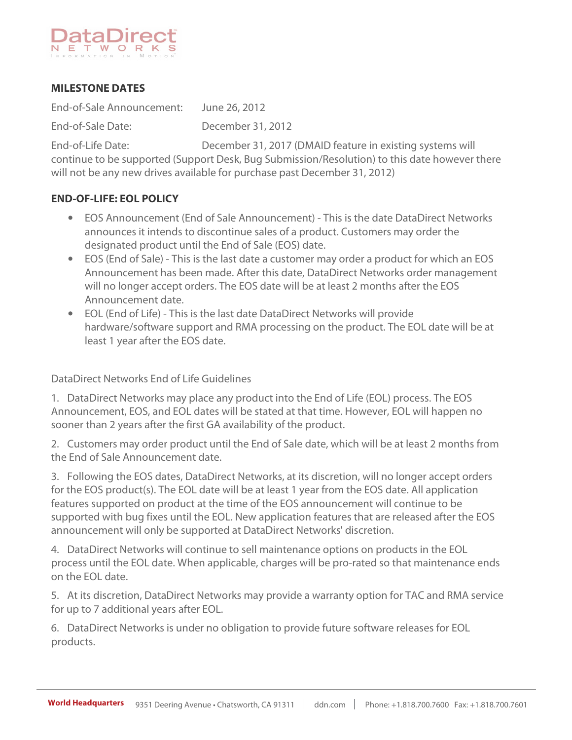## MILESTONE DATES

End-of-Sale Announcement: June 26, 2012

End-of-Sale Date: December 31, 2012

End-of-Life Date: December 31, 2017 (DMAID feature in existing systems will continue to be supported (Support Desk, Bug Submission/Resolution) to this date however there will not be any new drives available for purchase past December 31, 2012)

## END-OF-LIFE: EOL POLICY

- EOS Announcement (End of Sale Announcement) - This is the date DataDirect Networks announces it intends to discontinue sales of a product. Customers may order the designated product until the End of Sale (EOS) date.
- EOS (End of Sale) - This is the last date a customer may order a product for which an EOS Announcement has been made. After this date, DataDirect Networks order management will no longer accept orders. The EOS date will be at least 2 months after the EOS Announcement date.
- EOL (End of Life) - This is the last date DataDirect Networks will provide hardware/software support and RMA processing on the product. The EOL date will be at least 1 year after the EOS date.

DataDirect Networks End of Life Guidelines

1. DataDirect Networks may place any product into the End of Life (EOL) process. The EOS Announcement, EOS, and EOL dates will be stated at that time. However, EOL will happen no sooner than 2 years after the first GA availability of the product.

2. Customers may order product until the End of Sale date, which will be at least 2 months from the End of Sale Announcement date.

3. Following the EOS dates, DataDirect Networks, at its discretion, will no longer accept orders for the EOS product(s). The EOL date will be at least 1 year from the EOS date. All application features supported on product at the time of the EOS announcement will continue to be supported with bug fixes until the EOL. New application features that are released after the EOS announcement will only be supported at DataDirect Networks' discretion.

4. DataDirect Networks will continue to sell maintenance options on products in the EOL process until the EOL date. When applicable, charges will be pro-rated so that maintenance ends on the EOL date.

5. At its discretion, DataDirect Networks may provide a warranty option for TAC and RMA service for up to 7 additional years after EOL.

6. DataDirect Networks is under no obligation to provide future software releases for EOL products.